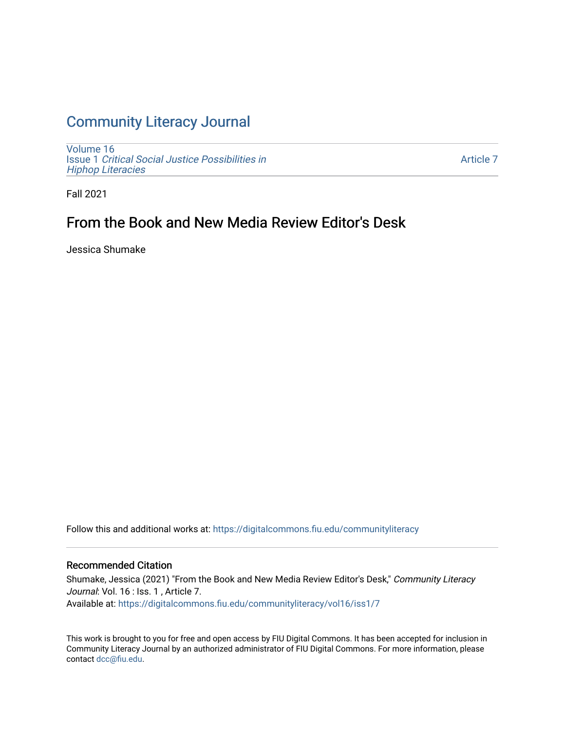# Community Literacy Journal

Volume 16
Issue 1 *Critical Social Justice Possibilities in Hiphop Literacies*

Article 7

Fall 2021

## From the Book and New Media Review Editor's Desk

Jessica Shumake

Follow this and additional works at: https://digitalcommons.fiu.edu/communityliteracy

### Recommended Citation

Shumake, Jessica (2021) "From the Book and New Media Review Editor's Desk," *Community Literacy Journal*: Vol. 16 : Iss. 1 , Article 7.
Available at: https://digitalcommons.fiu.edu/communityliteracy/vol16/iss1/7

This work is brought to you for free and open access by FIU Digital Commons. It has been accepted for inclusion in Community Literacy Journal by an authorized administrator of FIU Digital Commons. For more information, please contact dcc@fiu.edu.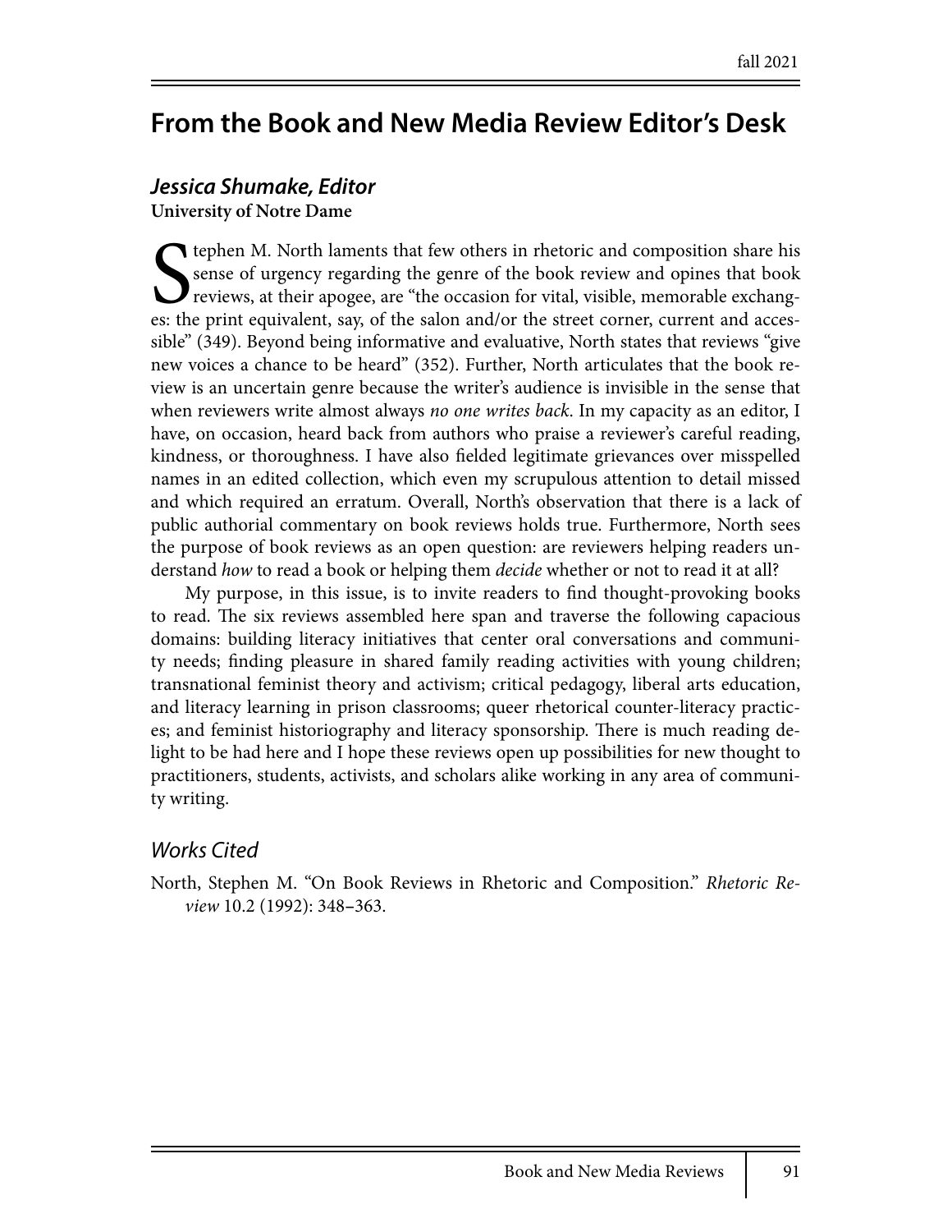# From the Book and New Media Review Editor's Desk

## *Jessica Shumake, Editor*

**University of Notre Dame**

Stephen M. North laments that few others in rhetoric and composition share his sense of urgency regarding the genre of the book review and opines that book reviews, at their apogee, are "the occasion for vital, visible, memorable exchanges: the print equivalent, say, of the salon and/or the street corner, current and accessible" (349). Beyond being informative and evaluative, North states that reviews "give new voices a chance to be heard" (352). Further, North articulates that the book review is an uncertain genre because the writer's audience is invisible in the sense that when reviewers write almost always *no one writes back*. In my capacity as an editor, I have, on occasion, heard back from authors who praise a reviewer's careful reading, kindness, or thoroughness. I have also fielded legitimate grievances over misspelled names in an edited collection, which even my scrupulous attention to detail missed and which required an erratum. Overall, North's observation that there is a lack of public authorial commentary on book reviews holds true. Furthermore, North sees the purpose of book reviews as an open question: are reviewers helping readers understand *how* to read a book or helping them *decide* whether or not to read it at all?

My purpose, in this issue, is to invite readers to find thought-provoking books to read. The six reviews assembled here span and traverse the following capacious domains: building literacy initiatives that center oral conversations and community needs; finding pleasure in shared family reading activities with young children; transnational feminist theory and activism; critical pedagogy, liberal arts education, and literacy learning in prison classrooms; queer rhetorical counter-literacy practices; and feminist historiography and literacy sponsorship. There is much reading delight to be had here and I hope these reviews open up possibilities for new thought to practitioners, students, activists, and scholars alike working in any area of community writing.

## *Works Cited*

North, Stephen M. "On Book Reviews in Rhetoric and Composition." *Rhetoric Review* 10.2 (1992): 348–363.